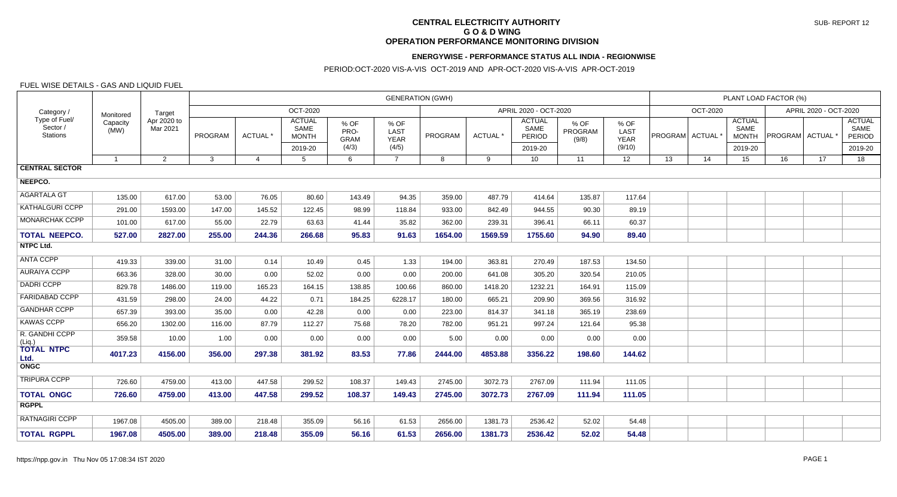**SUB- REPORT 12**

# CENTRAL ELECTRICITY AUTHORITY
## G O & D WING
## OPERATION PERFORMANCE MONITORING DIVISION

### ENERGYWISE - PERFORMANCE STATUS ALL INDIA - REGIONWISE

PERIOD:OCT-2020 VIS-A-VIS OCT-2019 AND APR-OCT-2020 VIS-A-VIS APR-OCT-2019

FUEL WISE DETAILS - GAS AND LIQUID FUEL

| Category / Type of Fuel/ Sector / Stations | Monitored Capacity (MW) | Target Apr 2020 to Mar 2021 | GENERATION (GWH) | | | | | | | | | | PLANT LOAD FACTOR (%) | | | | | |
|---|---|---|---|---|---|---|---|---|---|---|---|---|---|---|---|---|---|---|
| | | | OCT-2020 | | | | | APRIL 2020 - OCT-2020 | | | | | OCT-2020 | | | APRIL 2020 - OCT-2020 | | |
| | | | PROGRAM | ACTUAL * | ACTUAL SAME MONTH 2019-20 | % OF PRO-GRAM (4/3) | % OF LAST YEAR (4/5) | PROGRAM | ACTUAL * | ACTUAL SAME PERIOD 2019-20 | % OF PROGRAM (9/8) | % OF LAST YEAR (9/10) | PROGRAM | ACTUAL * | ACTUAL SAME MONTH 2019-20 | PROGRAM | ACTUAL * | ACTUAL SAME PERIOD 2019-20 |
| 1 | 2 | 3 | 4 | 5 | 6 | 7 | 8 | 9 | 10 | 11 | 12 | 13 | 14 | 15 | 16 | 17 | 18 | |
| **CENTRAL SECTOR** | | | | | | | | | | | | | | | | | | |
| **NEEPCO.** | | | | | | | | | | | | | | | | | | |
| AGARTALA GT | 135.00 | 617.00 | 53.00 | 76.05 | 80.60 | 143.49 | 94.35 | 359.00 | 487.79 | 414.64 | 135.87 | 117.64 | | | | | | |
| KATHALGURI CCPP | 291.00 | 1593.00 | 147.00 | 145.52 | 122.45 | 98.99 | 118.84 | 933.00 | 842.49 | 944.55 | 90.30 | 89.19 | | | | | | |
| MONARCHAK CCPP | 101.00 | 617.00 | 55.00 | 22.79 | 63.63 | 41.44 | 35.82 | 362.00 | 239.31 | 396.41 | 66.11 | 60.37 | | | | | | |
| **TOTAL NEEPCO.** | **527.00** | **2827.00** | **255.00** | **244.36** | **266.68** | **95.83** | **91.63** | **1654.00** | **1569.59** | **1755.60** | **94.90** | **89.40** | | | | | | |
| **NTPC Ltd.** | | | | | | | | | | | | | | | | | | |
| ANTA CCPP | 419.33 | 339.00 | 31.00 | 0.14 | 10.49 | 0.45 | 1.33 | 194.00 | 363.81 | 270.49 | 187.53 | 134.50 | | | | | | |
| AURAIYA CCPP | 663.36 | 328.00 | 30.00 | 0.00 | 52.02 | 0.00 | 0.00 | 200.00 | 641.08 | 305.20 | 320.54 | 210.05 | | | | | | |
| DADRI CCPP | 829.78 | 1486.00 | 119.00 | 165.23 | 164.15 | 138.85 | 100.66 | 860.00 | 1418.20 | 1232.21 | 164.91 | 115.09 | | | | | | |
| FARIDABAD CCPP | 431.59 | 298.00 | 24.00 | 44.22 | 0.71 | 184.25 | 6228.17 | 180.00 | 665.21 | 209.90 | 369.56 | 316.92 | | | | | | |
| GANDHAR CCPP | 657.39 | 393.00 | 35.00 | 0.00 | 42.28 | 0.00 | 0.00 | 223.00 | 814.37 | 341.18 | 365.19 | 238.69 | | | | | | |
| KAWAS CCPP | 656.20 | 1302.00 | 116.00 | 87.79 | 112.27 | 75.68 | 78.20 | 782.00 | 951.21 | 997.24 | 121.64 | 95.38 | | | | | | |
| R. GANDHI CCPP (Liq.) | 359.58 | 10.00 | 1.00 | 0.00 | 0.00 | 0.00 | 0.00 | 5.00 | 0.00 | 0.00 | 0.00 | 0.00 | | | | | | |
| **TOTAL NTPC Ltd.** | **4017.23** | **4156.00** | **356.00** | **297.38** | **381.92** | **83.53** | **77.86** | **2444.00** | **4853.88** | **3356.22** | **198.60** | **144.62** | | | | | | |
| **ONGC** | | | | | | | | | | | | | | | | | | |
| TRIPURA CCPP | 726.60 | 4759.00 | 413.00 | 447.58 | 299.52 | 108.37 | 149.43 | 2745.00 | 3072.73 | 2767.09 | 111.94 | 111.05 | | | | | | |
| **TOTAL ONGC** | **726.60** | **4759.00** | **413.00** | **447.58** | **299.52** | **108.37** | **149.43** | **2745.00** | **3072.73** | **2767.09** | **111.94** | **111.05** | | | | | | |
| **RGPPL** | | | | | | | | | | | | | | | | | | |
| RATNAGIRI CCPP | 1967.08 | 4505.00 | 389.00 | 218.48 | 355.09 | 56.16 | 61.53 | 2656.00 | 1381.73 | 2536.42 | 52.02 | 54.48 | | | | | | |
| **TOTAL RGPPL** | **1967.08** | **4505.00** | **389.00** | **218.48** | **355.09** | **56.16** | **61.53** | **2656.00** | **1381.73** | **2536.42** | **52.02** | **54.48** | | | | | | |

https://npp.gov.in Thu Nov 05 17:08:34 IST 2020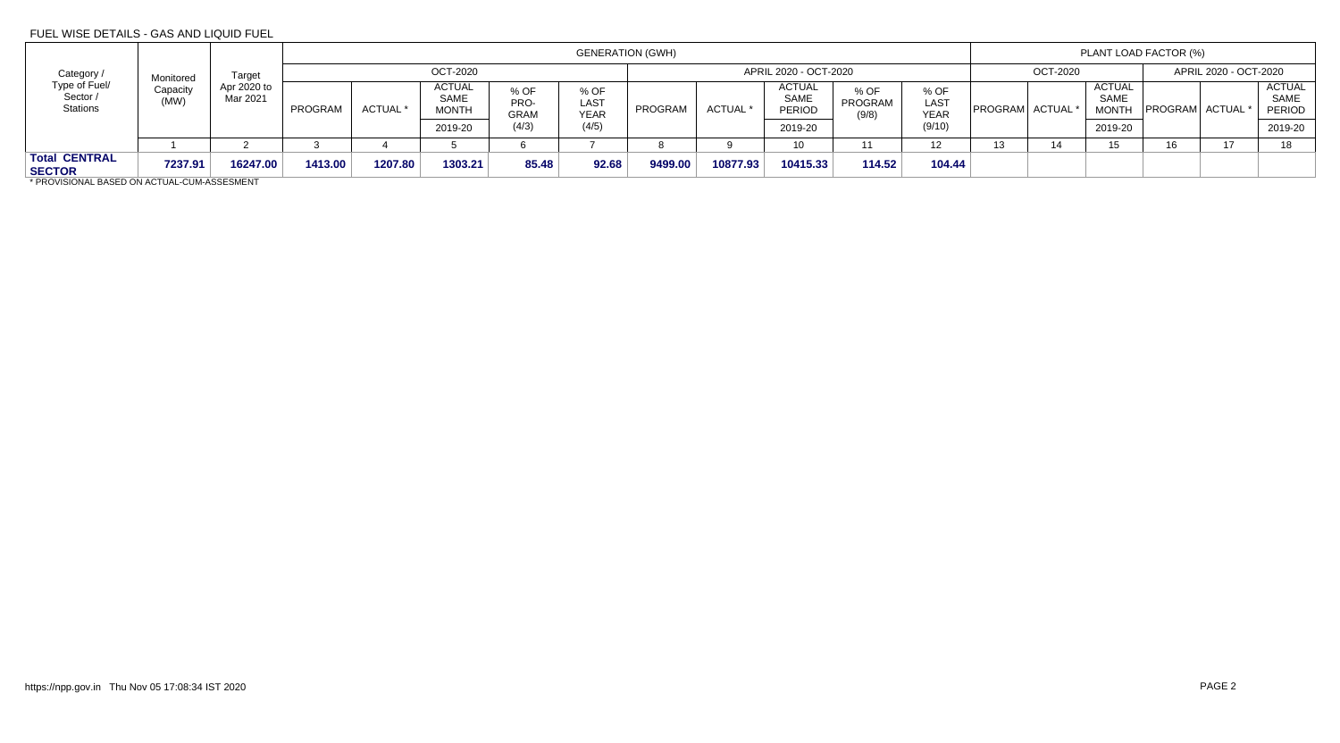FUEL WISE DETAILS - GAS AND LIQUID FUEL

| Category / Type of Fuel/ Sector / Stations | Monitored Capacity (MW) | Target Apr 2020 to Mar 2021 | GENERATION (GWH) | | | | | | | | | | PLANT LOAD FACTOR (%) | | | | | |
|---|---|---|---|---|---|---|---|---|---|---|---|---|---|---|---|---|---|---|
| | | | OCT-2020 | | | | | APRIL 2020 - OCT-2020 | | | | | OCT-2020 | | | APRIL 2020 - OCT-2020 | | |
| | | | PROGRAM | ACTUAL * | ACTUAL SAME MONTH 2019-20 | % OF PRO-GRAM (4/3) | % OF LAST YEAR (4/5) | PROGRAM | ACTUAL * | ACTUAL SAME PERIOD 2019-20 | % OF PROGRAM (9/8) | % OF LAST YEAR (9/10) | PROGRAM | ACTUAL * | ACTUAL SAME MONTH 2019-20 | PROGRAM | ACTUAL * | ACTUAL SAME PERIOD 2019-20 |
| | 1 | 2 | 3 | 4 | 5 | 6 | 7 | 8 | 9 | 10 | 11 | 12 | 13 | 14 | 15 | 16 | 17 | 18 |
| **Total CENTRAL SECTOR** | **7237.91** | **16247.00** | **1413.00** | **1207.80** | **1303.21** | **85.48** | **92.68** | **9499.00** | **10877.93** | **10415.33** | **114.52** | **104.44** | | | | | | |

* PROVISIONAL BASED ON ACTUAL-CUM-ASSESMENT

https://npp.gov.in Thu Nov 05 17:08:34 IST 2020